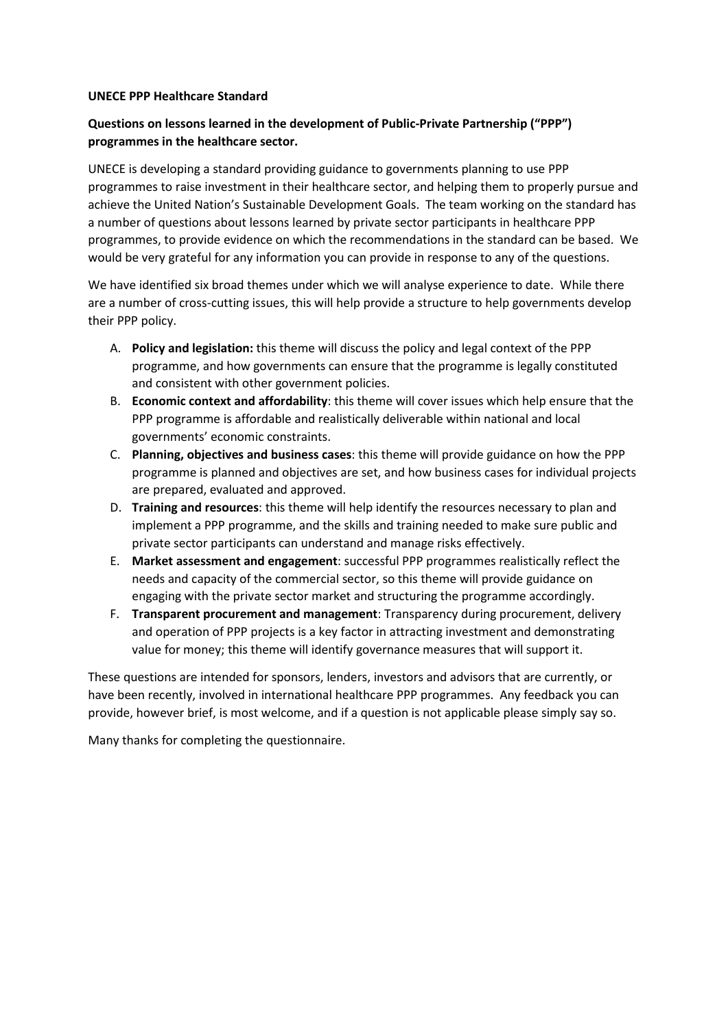**UNECE PPP Healthcare Standard**

**Questions on lessons learned in the development of Public-Private Partnership ("PPP") programmes in the healthcare sector.**

UNECE is developing a standard providing guidance to governments planning to use PPP programmes to raise investment in their healthcare sector, and helping them to properly pursue and achieve the United Nation's Sustainable Development Goals. The team working on the standard has a number of questions about lessons learned by private sector participants in healthcare PPP programmes, to provide evidence on which the recommendations in the standard can be based. We would be very grateful for any information you can provide in response to any of the questions.

We have identified six broad themes under which we will analyse experience to date. While there are a number of cross-cutting issues, this will help provide a structure to help governments develop their PPP policy.

A. **Policy and legislation:** this theme will discuss the policy and legal context of the PPP programme, and how governments can ensure that the programme is legally constituted and consistent with other government policies.
B. **Economic context and affordability**: this theme will cover issues which help ensure that the PPP programme is affordable and realistically deliverable within national and local governments' economic constraints.
C. **Planning, objectives and business cases**: this theme will provide guidance on how the PPP programme is planned and objectives are set, and how business cases for individual projects are prepared, evaluated and approved.
D. **Training and resources**: this theme will help identify the resources necessary to plan and implement a PPP programme, and the skills and training needed to make sure public and private sector participants can understand and manage risks effectively.
E. **Market assessment and engagement**: successful PPP programmes realistically reflect the needs and capacity of the commercial sector, so this theme will provide guidance on engaging with the private sector market and structuring the programme accordingly.
F. **Transparent procurement and management**: Transparency during procurement, delivery and operation of PPP projects is a key factor in attracting investment and demonstrating value for money; this theme will identify governance measures that will support it.

These questions are intended for sponsors, lenders, investors and advisors that are currently, or have been recently, involved in international healthcare PPP programmes. Any feedback you can provide, however brief, is most welcome, and if a question is not applicable please simply say so.

Many thanks for completing the questionnaire.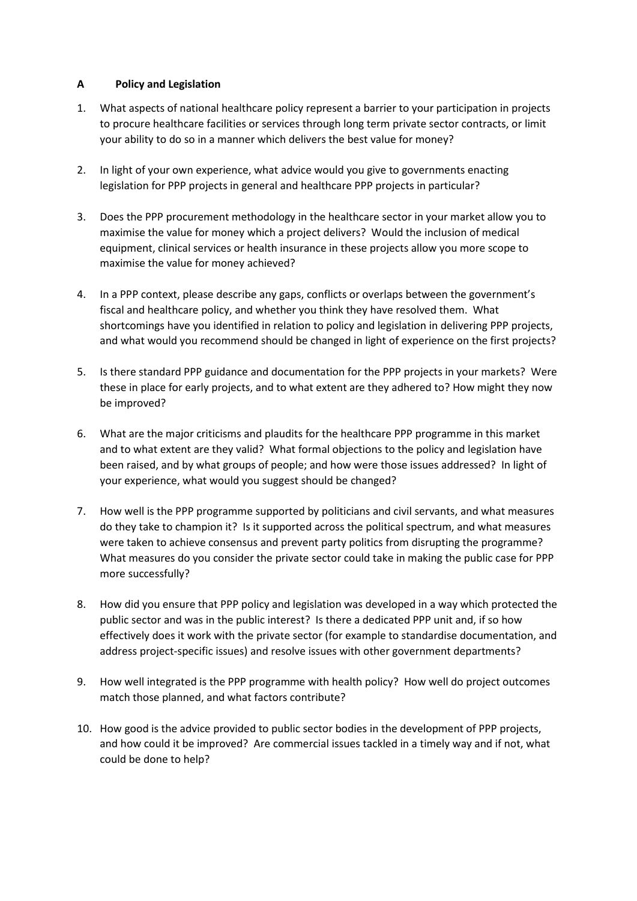## A Policy and Legislation

1. What aspects of national healthcare policy represent a barrier to your participation in projects to procure healthcare facilities or services through long term private sector contracts, or limit your ability to do so in a manner which delivers the best value for money?

2. In light of your own experience, what advice would you give to governments enacting legislation for PPP projects in general and healthcare PPP projects in particular?

3. Does the PPP procurement methodology in the healthcare sector in your market allow you to maximise the value for money which a project delivers? Would the inclusion of medical equipment, clinical services or health insurance in these projects allow you more scope to maximise the value for money achieved?

4. In a PPP context, please describe any gaps, conflicts or overlaps between the government's fiscal and healthcare policy, and whether you think they have resolved them. What shortcomings have you identified in relation to policy and legislation in delivering PPP projects, and what would you recommend should be changed in light of experience on the first projects?

5. Is there standard PPP guidance and documentation for the PPP projects in your markets? Were these in place for early projects, and to what extent are they adhered to? How might they now be improved?

6. What are the major criticisms and plaudits for the healthcare PPP programme in this market and to what extent are they valid? What formal objections to the policy and legislation have been raised, and by what groups of people; and how were those issues addressed? In light of your experience, what would you suggest should be changed?

7. How well is the PPP programme supported by politicians and civil servants, and what measures do they take to champion it? Is it supported across the political spectrum, and what measures were taken to achieve consensus and prevent party politics from disrupting the programme? What measures do you consider the private sector could take in making the public case for PPP more successfully?

8. How did you ensure that PPP policy and legislation was developed in a way which protected the public sector and was in the public interest? Is there a dedicated PPP unit and, if so how effectively does it work with the private sector (for example to standardise documentation, and address project-specific issues) and resolve issues with other government departments?

9. How well integrated is the PPP programme with health policy? How well do project outcomes match those planned, and what factors contribute?

10. How good is the advice provided to public sector bodies in the development of PPP projects, and how could it be improved? Are commercial issues tackled in a timely way and if not, what could be done to help?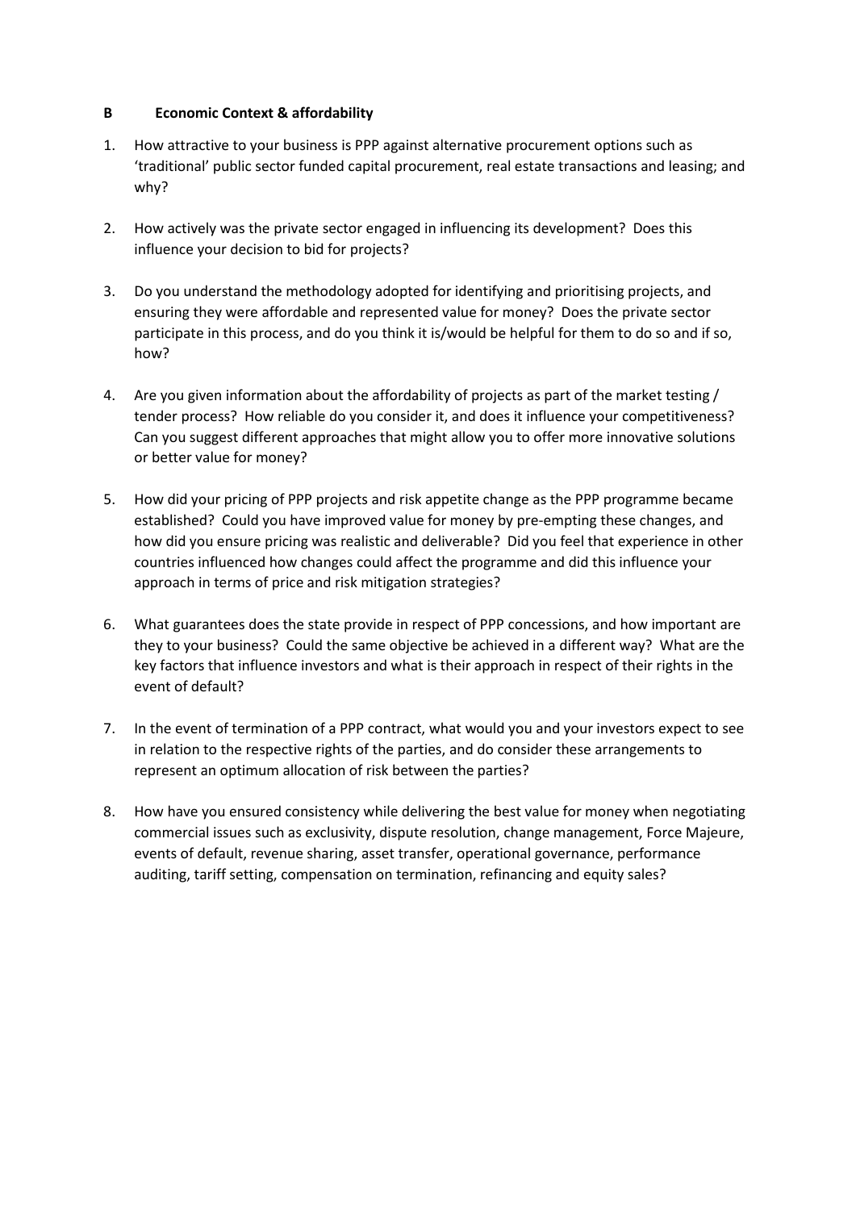## B Economic Context & affordability

1. How attractive to your business is PPP against alternative procurement options such as 'traditional' public sector funded capital procurement, real estate transactions and leasing; and why?

2. How actively was the private sector engaged in influencing its development? Does this influence your decision to bid for projects?

3. Do you understand the methodology adopted for identifying and prioritising projects, and ensuring they were affordable and represented value for money? Does the private sector participate in this process, and do you think it is/would be helpful for them to do so and if so, how?

4. Are you given information about the affordability of projects as part of the market testing / tender process? How reliable do you consider it, and does it influence your competitiveness? Can you suggest different approaches that might allow you to offer more innovative solutions or better value for money?

5. How did your pricing of PPP projects and risk appetite change as the PPP programme became established? Could you have improved value for money by pre-empting these changes, and how did you ensure pricing was realistic and deliverable? Did you feel that experience in other countries influenced how changes could affect the programme and did this influence your approach in terms of price and risk mitigation strategies?

6. What guarantees does the state provide in respect of PPP concessions, and how important are they to your business? Could the same objective be achieved in a different way? What are the key factors that influence investors and what is their approach in respect of their rights in the event of default?

7. In the event of termination of a PPP contract, what would you and your investors expect to see in relation to the respective rights of the parties, and do consider these arrangements to represent an optimum allocation of risk between the parties?

8. How have you ensured consistency while delivering the best value for money when negotiating commercial issues such as exclusivity, dispute resolution, change management, Force Majeure, events of default, revenue sharing, asset transfer, operational governance, performance auditing, tariff setting, compensation on termination, refinancing and equity sales?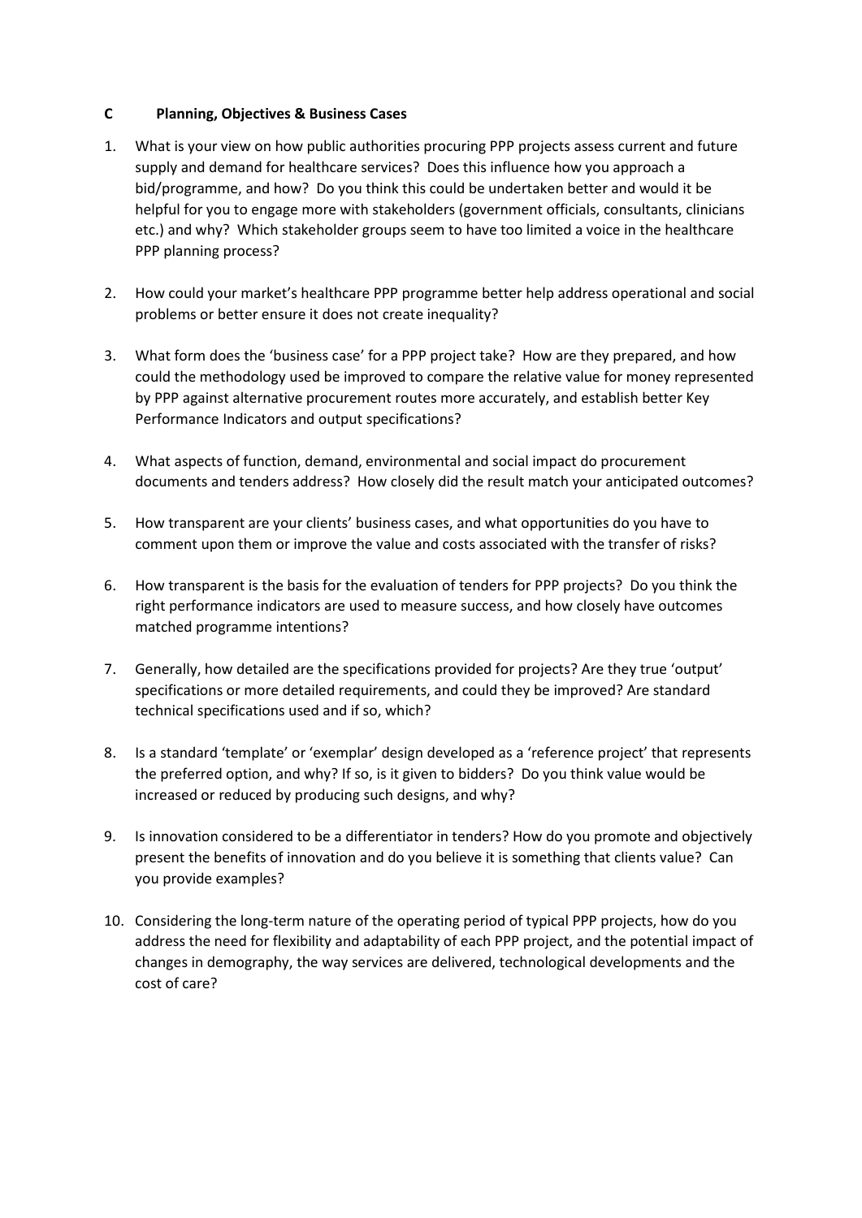## C Planning, Objectives & Business Cases

1. What is your view on how public authorities procuring PPP projects assess current and future supply and demand for healthcare services? Does this influence how you approach a bid/programme, and how? Do you think this could be undertaken better and would it be helpful for you to engage more with stakeholders (government officials, consultants, clinicians etc.) and why? Which stakeholder groups seem to have too limited a voice in the healthcare PPP planning process?

2. How could your market's healthcare PPP programme better help address operational and social problems or better ensure it does not create inequality?

3. What form does the 'business case' for a PPP project take? How are they prepared, and how could the methodology used be improved to compare the relative value for money represented by PPP against alternative procurement routes more accurately, and establish better Key Performance Indicators and output specifications?

4. What aspects of function, demand, environmental and social impact do procurement documents and tenders address? How closely did the result match your anticipated outcomes?

5. How transparent are your clients' business cases, and what opportunities do you have to comment upon them or improve the value and costs associated with the transfer of risks?

6. How transparent is the basis for the evaluation of tenders for PPP projects? Do you think the right performance indicators are used to measure success, and how closely have outcomes matched programme intentions?

7. Generally, how detailed are the specifications provided for projects? Are they true 'output' specifications or more detailed requirements, and could they be improved? Are standard technical specifications used and if so, which?

8. Is a standard 'template' or 'exemplar' design developed as a 'reference project' that represents the preferred option, and why? If so, is it given to bidders? Do you think value would be increased or reduced by producing such designs, and why?

9. Is innovation considered to be a differentiator in tenders? How do you promote and objectively present the benefits of innovation and do you believe it is something that clients value? Can you provide examples?

10. Considering the long-term nature of the operating period of typical PPP projects, how do you address the need for flexibility and adaptability of each PPP project, and the potential impact of changes in demography, the way services are delivered, technological developments and the cost of care?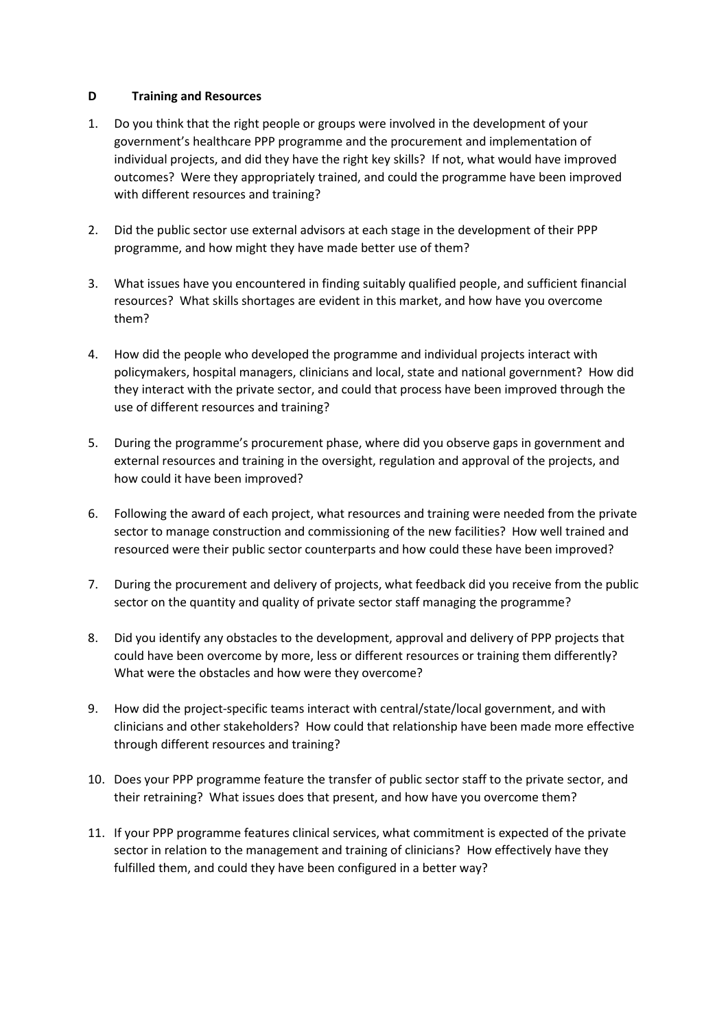## D Training and Resources

1. Do you think that the right people or groups were involved in the development of your government's healthcare PPP programme and the procurement and implementation of individual projects, and did they have the right key skills? If not, what would have improved outcomes? Were they appropriately trained, and could the programme have been improved with different resources and training?

2. Did the public sector use external advisors at each stage in the development of their PPP programme, and how might they have made better use of them?

3. What issues have you encountered in finding suitably qualified people, and sufficient financial resources? What skills shortages are evident in this market, and how have you overcome them?

4. How did the people who developed the programme and individual projects interact with policymakers, hospital managers, clinicians and local, state and national government? How did they interact with the private sector, and could that process have been improved through the use of different resources and training?

5. During the programme's procurement phase, where did you observe gaps in government and external resources and training in the oversight, regulation and approval of the projects, and how could it have been improved?

6. Following the award of each project, what resources and training were needed from the private sector to manage construction and commissioning of the new facilities? How well trained and resourced were their public sector counterparts and how could these have been improved?

7. During the procurement and delivery of projects, what feedback did you receive from the public sector on the quantity and quality of private sector staff managing the programme?

8. Did you identify any obstacles to the development, approval and delivery of PPP projects that could have been overcome by more, less or different resources or training them differently? What were the obstacles and how were they overcome?

9. How did the project-specific teams interact with central/state/local government, and with clinicians and other stakeholders? How could that relationship have been made more effective through different resources and training?

10. Does your PPP programme feature the transfer of public sector staff to the private sector, and their retraining? What issues does that present, and how have you overcome them?

11. If your PPP programme features clinical services, what commitment is expected of the private sector in relation to the management and training of clinicians? How effectively have they fulfilled them, and could they have been configured in a better way?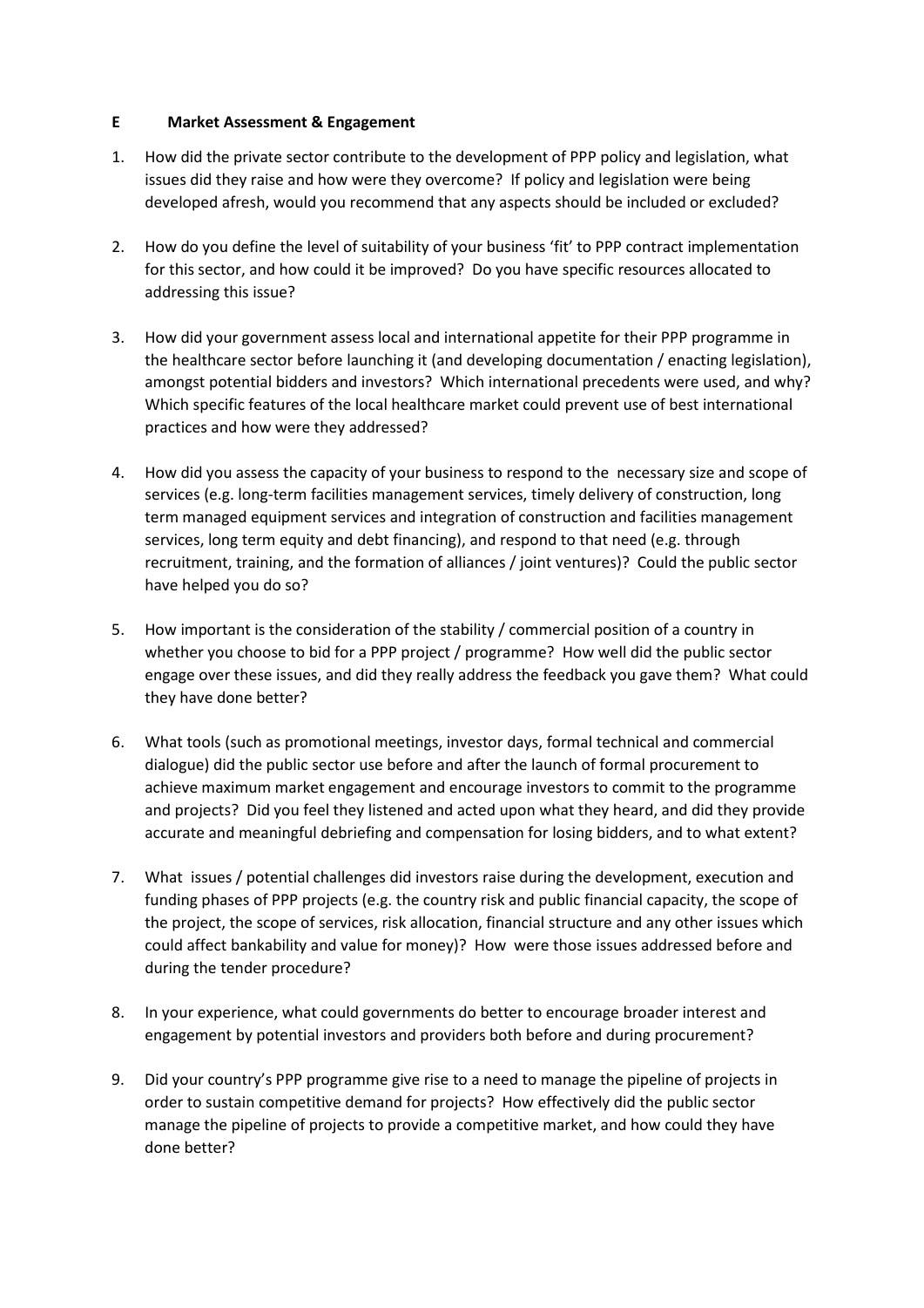## E Market Assessment & Engagement

1. How did the private sector contribute to the development of PPP policy and legislation, what issues did they raise and how were they overcome? If policy and legislation were being developed afresh, would you recommend that any aspects should be included or excluded?

2. How do you define the level of suitability of your business 'fit' to PPP contract implementation for this sector, and how could it be improved? Do you have specific resources allocated to addressing this issue?

3. How did your government assess local and international appetite for their PPP programme in the healthcare sector before launching it (and developing documentation / enacting legislation), amongst potential bidders and investors? Which international precedents were used, and why? Which specific features of the local healthcare market could prevent use of best international practices and how were they addressed?

4. How did you assess the capacity of your business to respond to the necessary size and scope of services (e.g. long-term facilities management services, timely delivery of construction, long term managed equipment services and integration of construction and facilities management services, long term equity and debt financing), and respond to that need (e.g. through recruitment, training, and the formation of alliances / joint ventures)? Could the public sector have helped you do so?

5. How important is the consideration of the stability / commercial position of a country in whether you choose to bid for a PPP project / programme? How well did the public sector engage over these issues, and did they really address the feedback you gave them? What could they have done better?

6. What tools (such as promotional meetings, investor days, formal technical and commercial dialogue) did the public sector use before and after the launch of formal procurement to achieve maximum market engagement and encourage investors to commit to the programme and projects? Did you feel they listened and acted upon what they heard, and did they provide accurate and meaningful debriefing and compensation for losing bidders, and to what extent?

7. What issues / potential challenges did investors raise during the development, execution and funding phases of PPP projects (e.g. the country risk and public financial capacity, the scope of the project, the scope of services, risk allocation, financial structure and any other issues which could affect bankability and value for money)? How were those issues addressed before and during the tender procedure?

8. In your experience, what could governments do better to encourage broader interest and engagement by potential investors and providers both before and during procurement?

9. Did your country's PPP programme give rise to a need to manage the pipeline of projects in order to sustain competitive demand for projects? How effectively did the public sector manage the pipeline of projects to provide a competitive market, and how could they have done better?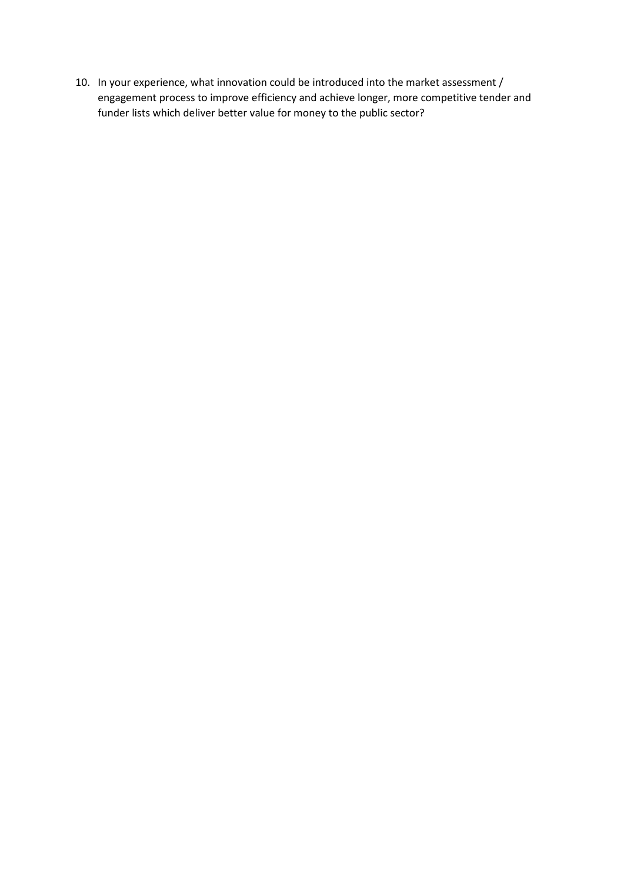10. In your experience, what innovation could be introduced into the market assessment / engagement process to improve efficiency and achieve longer, more competitive tender and funder lists which deliver better value for money to the public sector?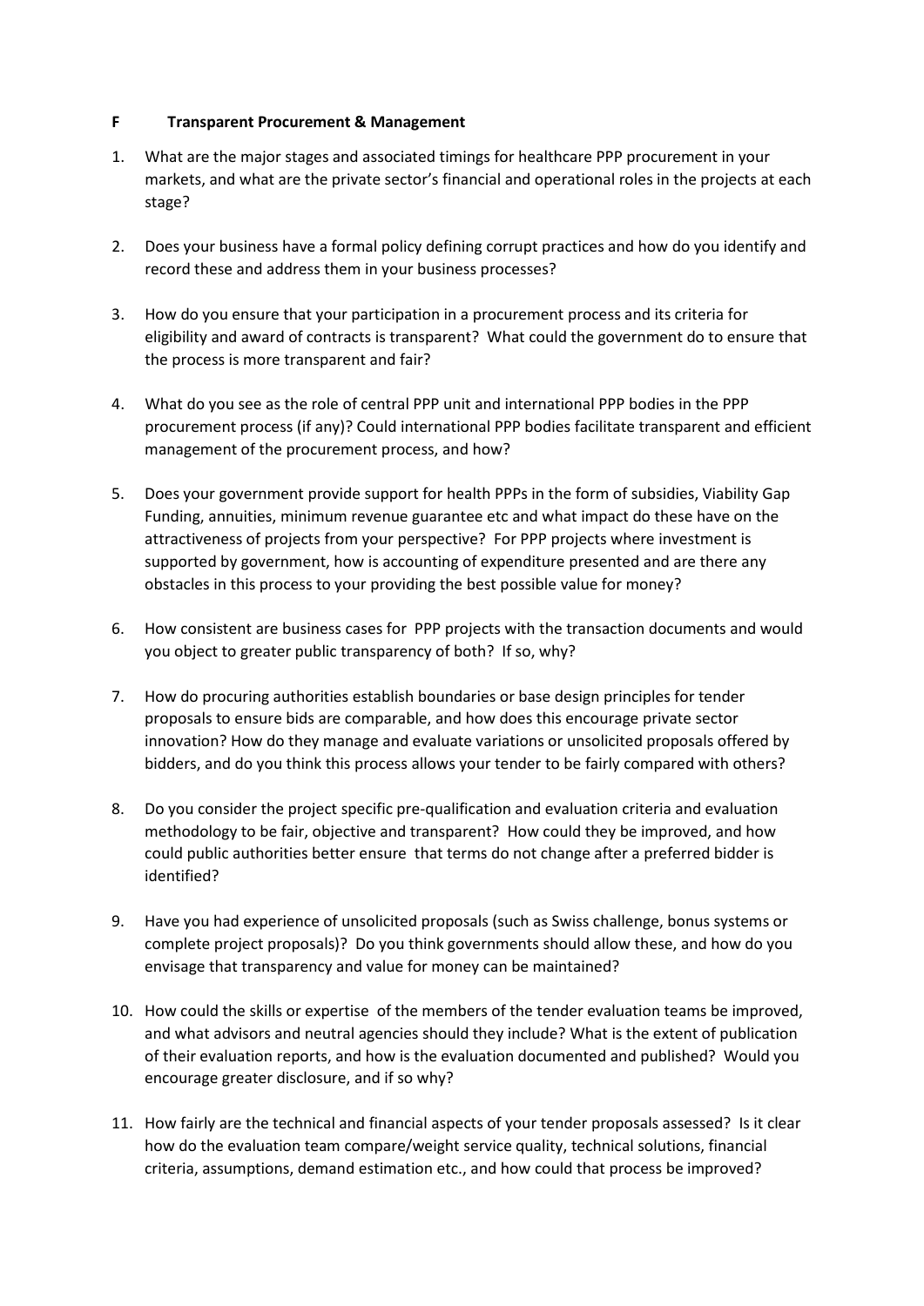**F Transparent Procurement & Management**

1. What are the major stages and associated timings for healthcare PPP procurement in your markets, and what are the private sector's financial and operational roles in the projects at each stage?

2. Does your business have a formal policy defining corrupt practices and how do you identify and record these and address them in your business processes?

3. How do you ensure that your participation in a procurement process and its criteria for eligibility and award of contracts is transparent? What could the government do to ensure that the process is more transparent and fair?

4. What do you see as the role of central PPP unit and international PPP bodies in the PPP procurement process (if any)? Could international PPP bodies facilitate transparent and efficient management of the procurement process, and how?

5. Does your government provide support for health PPPs in the form of subsidies, Viability Gap Funding, annuities, minimum revenue guarantee etc and what impact do these have on the attractiveness of projects from your perspective? For PPP projects where investment is supported by government, how is accounting of expenditure presented and are there any obstacles in this process to your providing the best possible value for money?

6. How consistent are business cases for PPP projects with the transaction documents and would you object to greater public transparency of both? If so, why?

7. How do procuring authorities establish boundaries or base design principles for tender proposals to ensure bids are comparable, and how does this encourage private sector innovation? How do they manage and evaluate variations or unsolicited proposals offered by bidders, and do you think this process allows your tender to be fairly compared with others?

8. Do you consider the project specific pre-qualification and evaluation criteria and evaluation methodology to be fair, objective and transparent? How could they be improved, and how could public authorities better ensure that terms do not change after a preferred bidder is identified?

9. Have you had experience of unsolicited proposals (such as Swiss challenge, bonus systems or complete project proposals)? Do you think governments should allow these, and how do you envisage that transparency and value for money can be maintained?

10. How could the skills or expertise of the members of the tender evaluation teams be improved, and what advisors and neutral agencies should they include? What is the extent of publication of their evaluation reports, and how is the evaluation documented and published? Would you encourage greater disclosure, and if so why?

11. How fairly are the technical and financial aspects of your tender proposals assessed? Is it clear how do the evaluation team compare/weight service quality, technical solutions, financial criteria, assumptions, demand estimation etc., and how could that process be improved?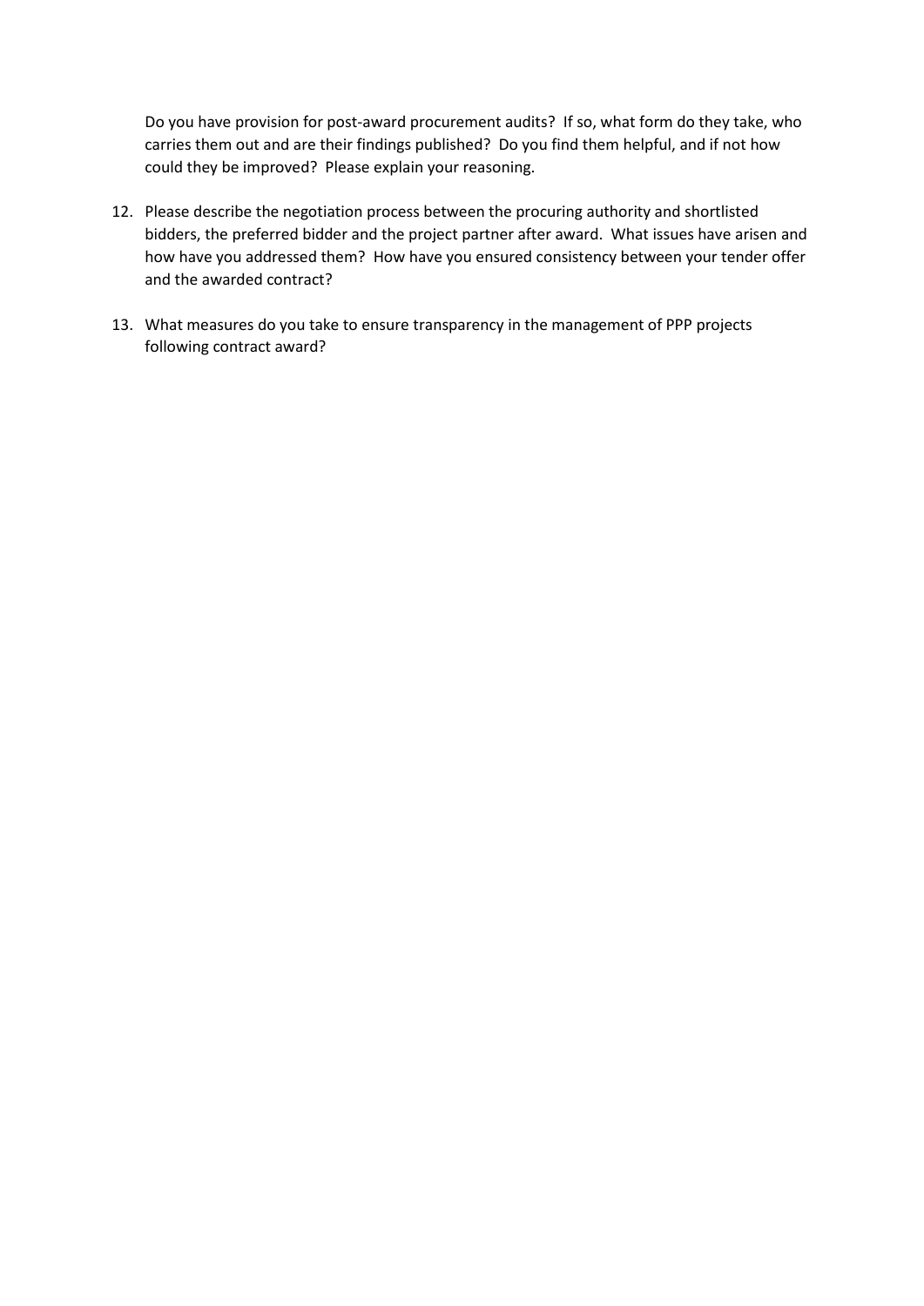Do you have provision for post-award procurement audits? If so, what form do they take, who carries them out and are their findings published? Do you find them helpful, and if not how could they be improved? Please explain your reasoning.

12. Please describe the negotiation process between the procuring authority and shortlisted bidders, the preferred bidder and the project partner after award. What issues have arisen and how have you addressed them? How have you ensured consistency between your tender offer and the awarded contract?

13. What measures do you take to ensure transparency in the management of PPP projects following contract award?